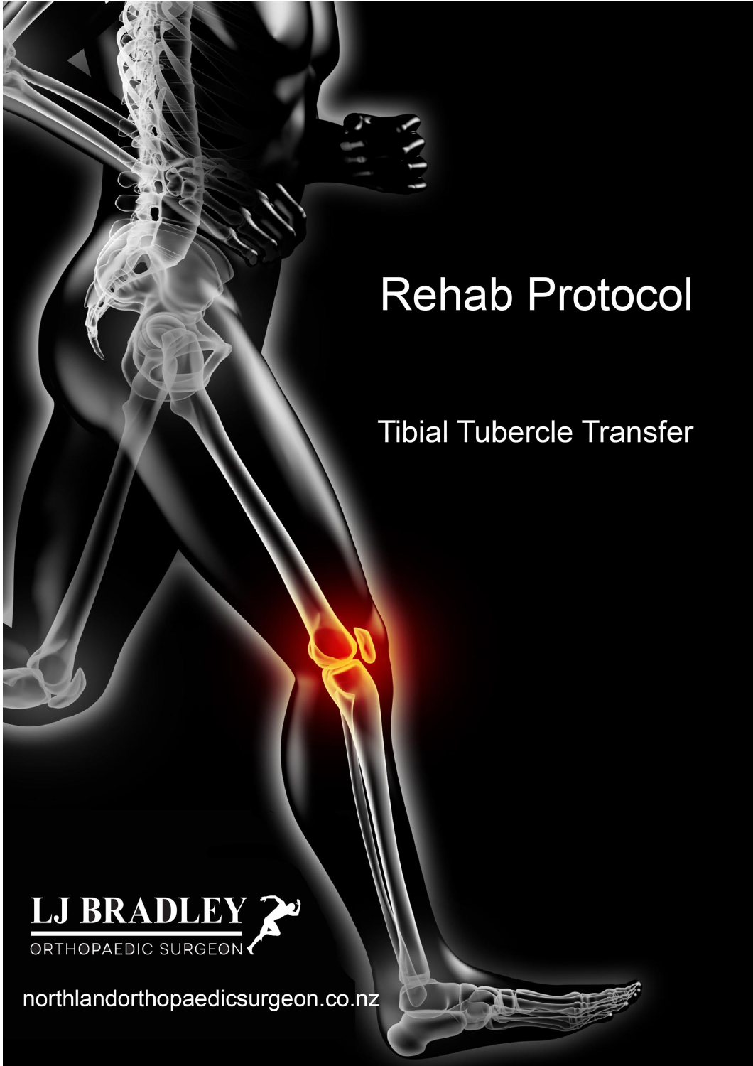# Rehab Protocol

## Tibial Tubercle Transfer

LJ BRADLEY

ORTHOPAEDIC SURGEON

northlandorthopaedicsurgeon.co.nz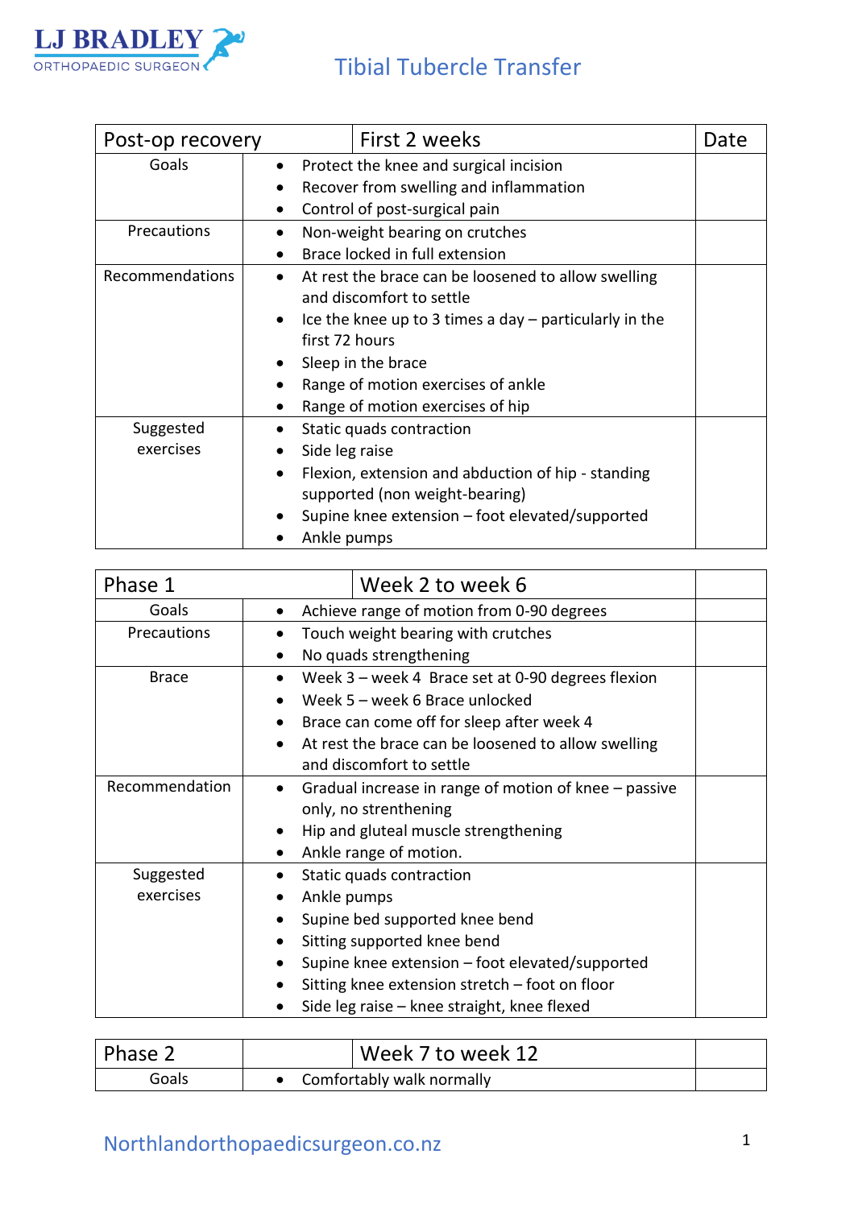# Tibial Tubercle Transfer

| Post-op recovery | First 2 weeks | Date |
|---|---|---|
| Goals | • Protect the knee and surgical incision<br>• Recover from swelling and inflammation<br>• Control of post-surgical pain | |
| Precautions | • Non-weight bearing on crutches<br>• Brace locked in full extension | |
| Recommendations | • At rest the brace can be loosened to allow swelling and discomfort to settle<br>• Ice the knee up to 3 times a day – particularly in the first 72 hours<br>• Sleep in the brace<br>• Range of motion exercises of ankle<br>• Range of motion exercises of hip | |
| Suggested exercises | • Static quads contraction<br>• Side leg raise<br>• Flexion, extension and abduction of hip - standing supported (non weight-bearing)<br>• Supine knee extension – foot elevated/supported<br>• Ankle pumps | |

| Phase 1 | Week 2 to week 6 | |
|---|---|---|
| Goals | • Achieve range of motion from 0-90 degrees | |
| Precautions | • Touch weight bearing with crutches<br>• No quads strengthening | |
| Brace | • Week 3 – week 4 Brace set at 0-90 degrees flexion<br>• Week 5 – week 6 Brace unlocked<br>• Brace can come off for sleep after week 4<br>• At rest the brace can be loosened to allow swelling and discomfort to settle | |
| Recommendation | • Gradual increase in range of motion of knee – passive only, no strenthening<br>• Hip and gluteal muscle strengthening<br>• Ankle range of motion. | |
| Suggested exercises | • Static quads contraction<br>• Ankle pumps<br>• Supine bed supported knee bend<br>• Sitting supported knee bend<br>• Supine knee extension – foot elevated/supported<br>• Sitting knee extension stretch – foot on floor<br>• Side leg raise – knee straight, knee flexed | |

| Phase 2 | Week 7 to week 12 | |
|---|---|---|
| Goals | • Comfortably walk normally | |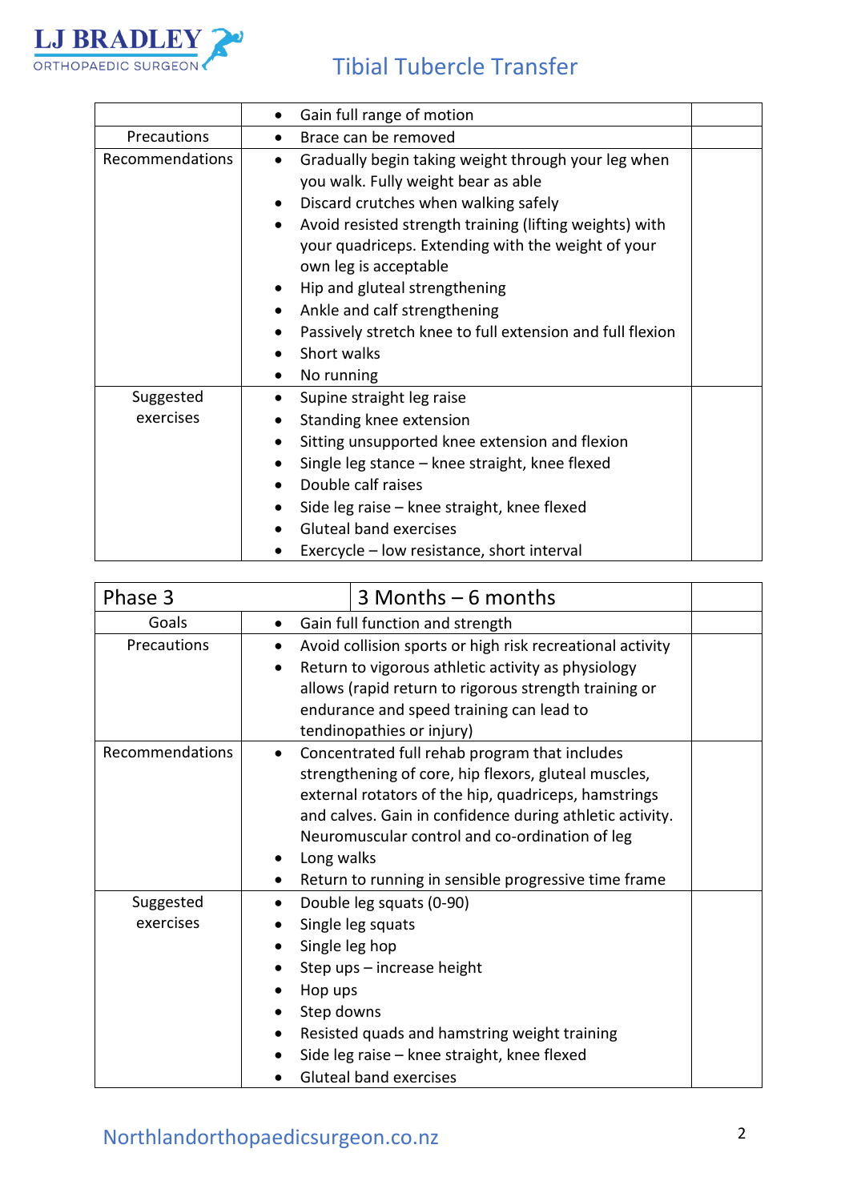| | | |
|---|---|---|
| | • Gain full range of motion | |
| Precautions | • Brace can be removed | |
| Recommendations | • Gradually begin taking weight through your leg when you walk. Fully weight bear as able<br>• Discard crutches when walking safely<br>• Avoid resisted strength training (lifting weights) with your quadriceps. Extending with the weight of your own leg is acceptable<br>• Hip and gluteal strengthening<br>• Ankle and calf strengthening<br>• Passively stretch knee to full extension and full flexion<br>• Short walks<br>• No running | |
| Suggested exercises | • Supine straight leg raise<br>• Standing knee extension<br>• Sitting unsupported knee extension and flexion<br>• Single leg stance – knee straight, knee flexed<br>• Double calf raises<br>• Side leg raise – knee straight, knee flexed<br>• Gluteal band exercises<br>• Exercycle – low resistance, short interval | |

| Phase 3 | 3 Months – 6 months | |
|---|---|---|
| Goals | • Gain full function and strength | |
| Precautions | • Avoid collision sports or high risk recreational activity<br>• Return to vigorous athletic activity as physiology allows (rapid return to rigorous strength training or endurance and speed training can lead to tendinopathies or injury) | |
| Recommendations | • Concentrated full rehab program that includes strengthening of core, hip flexors, gluteal muscles, external rotators of the hip, quadriceps, hamstrings and calves. Gain in confidence during athletic activity. Neuromuscular control and co-ordination of leg<br>• Long walks<br>• Return to running in sensible progressive time frame | |
| Suggested exercises | • Double leg squats (0-90)<br>• Single leg squats<br>• Single leg hop<br>• Step ups – increase height<br>• Hop ups<br>• Step downs<br>• Resisted quads and hamstring weight training<br>• Side leg raise – knee straight, knee flexed<br>• Gluteal band exercises | |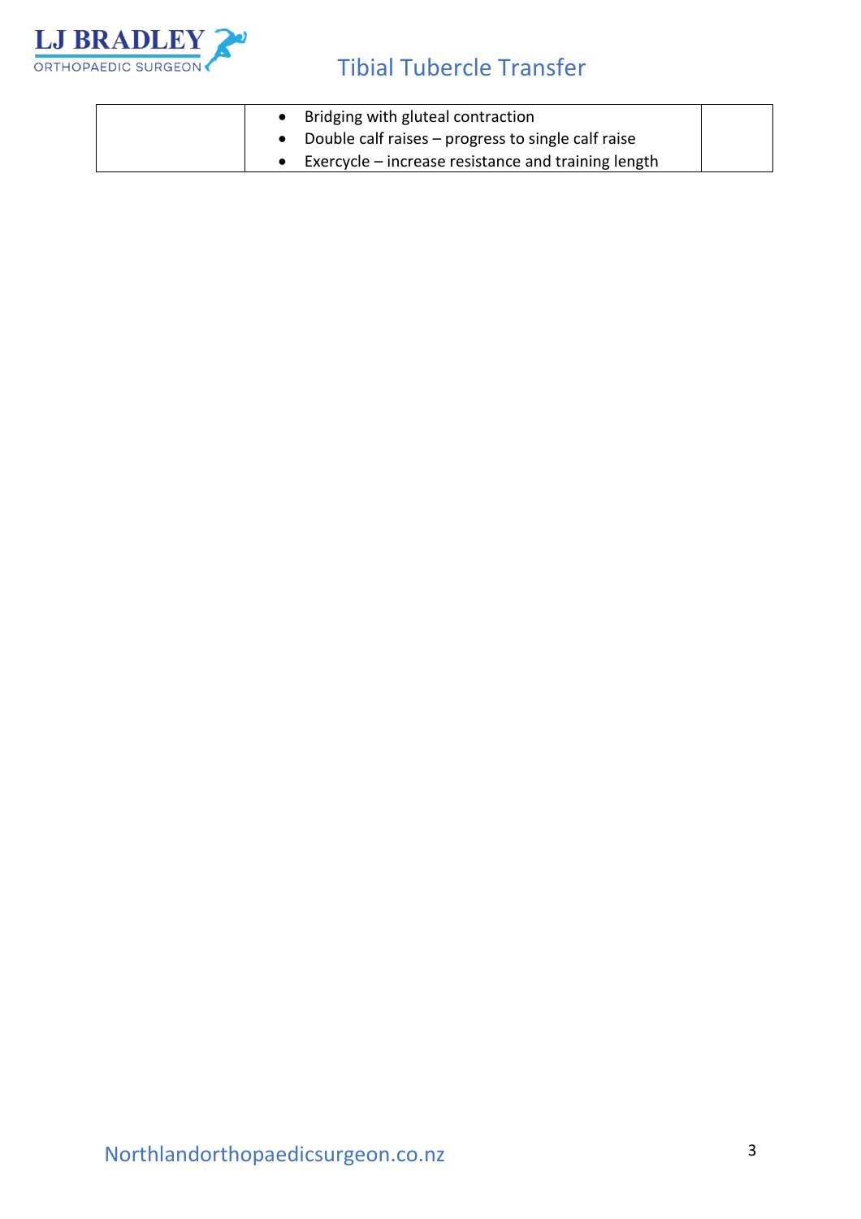| | | |
|---|---|---|
| | • Bridging with gluteal contraction<br>• Double calf raises – progress to single calf raise<br>• Exercycle – increase resistance and training length | |